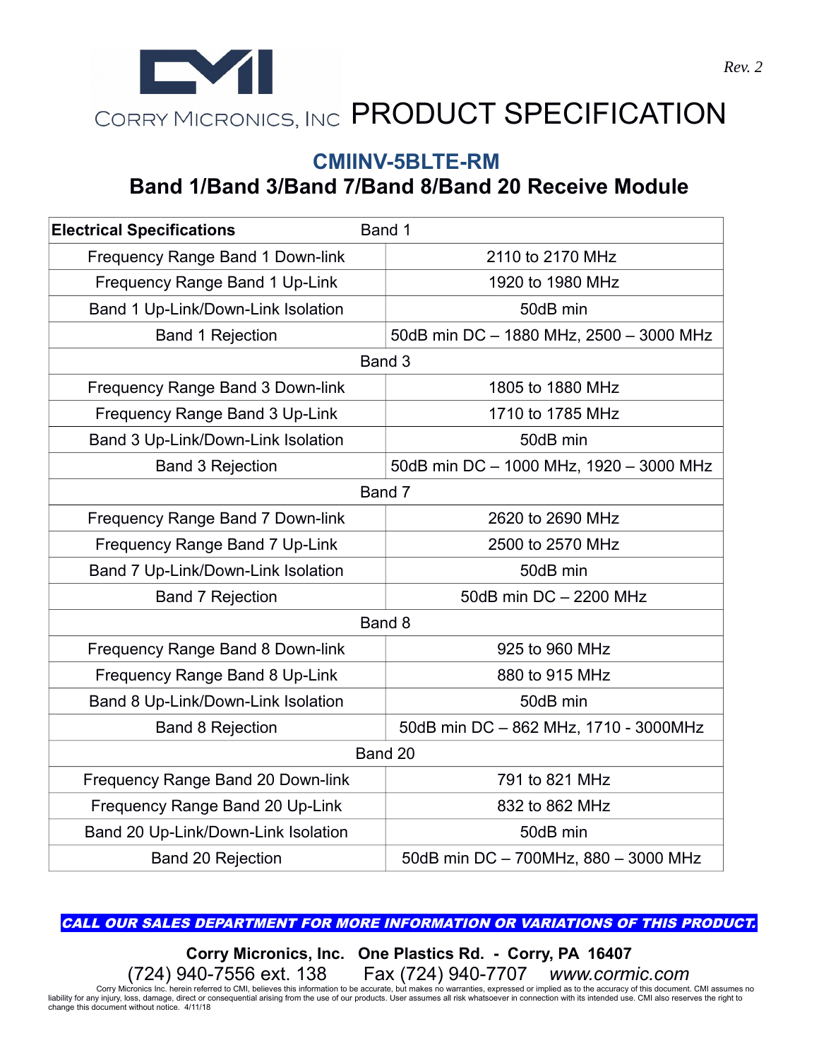Rev. 2

CORRY MICRONICS, INC **PRODUCT SPECIFICATION**

## CMIINV-5BLTE-RM

## Band 1/Band 3/Band 7/Band 8/Band 20 Receive Module

| **Electrical Specifications** | Band 1 |
|---|---|
| Frequency Range Band 1 Down-link | 2110 to 2170 MHz |
| Frequency Range Band 1 Up-Link | 1920 to 1980 MHz |
| Band 1 Up-Link/Down-Link Isolation | 50dB min |
| Band 1 Rejection | 50dB min DC – 1880 MHz, 2500 – 3000 MHz |
| | Band 3 |
| Frequency Range Band 3 Down-link | 1805 to 1880 MHz |
| Frequency Range Band 3 Up-Link | 1710 to 1785 MHz |
| Band 3 Up-Link/Down-Link Isolation | 50dB min |
| Band 3 Rejection | 50dB min DC – 1000 MHz, 1920 – 3000 MHz |
| | Band 7 |
| Frequency Range Band 7 Down-link | 2620 to 2690 MHz |
| Frequency Range Band 7 Up-Link | 2500 to 2570 MHz |
| Band 7 Up-Link/Down-Link Isolation | 50dB min |
| Band 7 Rejection | 50dB min DC – 2200 MHz |
| | Band 8 |
| Frequency Range Band 8 Down-link | 925 to 960 MHz |
| Frequency Range Band 8 Up-Link | 880 to 915 MHz |
| Band 8 Up-Link/Down-Link Isolation | 50dB min |
| Band 8 Rejection | 50dB min DC – 862 MHz, 1710 - 3000MHz |
| | Band 20 |
| Frequency Range Band 20 Down-link | 791 to 821 MHz |
| Frequency Range Band 20 Up-Link | 832 to 862 MHz |
| Band 20 Up-Link/Down-Link Isolation | 50dB min |
| Band 20 Rejection | 50dB min DC – 700MHz, 880 – 3000 MHz |

***CALL OUR SALES DEPARTMENT FOR MORE INFORMATION OR VARIATIONS OF THIS PRODUCT.***

**Corry Micronics, Inc. One Plastics Rd. - Corry, PA 16407**

(724) 940-7556 ext. 138 Fax (724) 940-7707 *www.cormic.com*

Corry Micronics Inc. herein referred to CMI, believes this information to be accurate, but makes no warranties, expressed or implied as to the accuracy of this document. CMI assumes no liability for any injury, loss, damage, direct or consequential arising from the use of our products. User assumes all risk whatsoever in connection with its intended use. CMI also reserves the right to change this document without notice. 4/11/18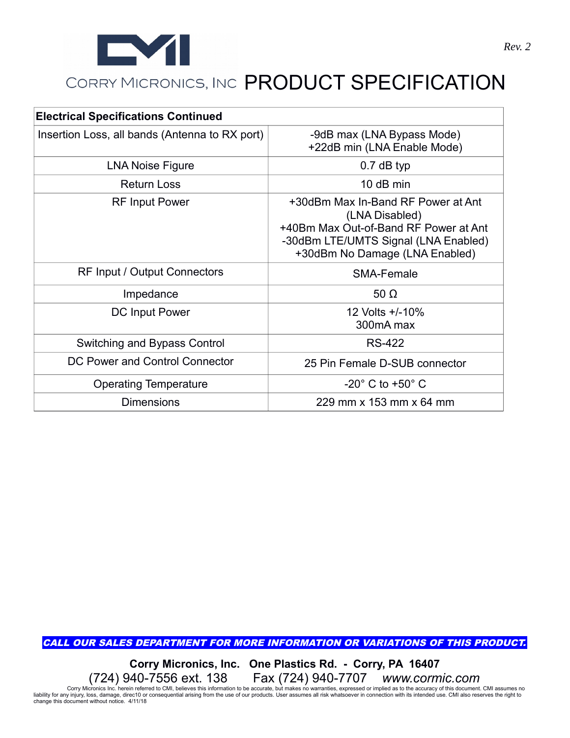| Electrical Specifications Continued | |
|---|---|
| Insertion Loss, all bands (Antenna to RX port) | -9dB max (LNA Bypass Mode)<br>+22dB min (LNA Enable Mode) |
| LNA Noise Figure | 0.7 dB typ |
| Return Loss | 10 dB min |
| RF Input Power | +30dBm Max In-Band RF Power at Ant (LNA Disabled)<br>+40Bm Max Out-of-Band RF Power at Ant<br>-30dBm LTE/UMTS Signal (LNA Enabled)<br>+30dBm No Damage (LNA Enabled) |
| RF Input / Output Connectors | SMA-Female |
| Impedance | 50 Ω |
| DC Input Power | 12 Volts +/-10%<br>300mA max |
| Switching and Bypass Control | RS-422 |
| DC Power and Control Connector | 25 Pin Female D-SUB connector |
| Operating Temperature | -20° C to +50° C |
| Dimensions | 229 mm x 153 mm x 64 mm |

***CALL OUR SALES DEPARTMENT FOR MORE INFORMATION OR VARIATIONS OF THIS PRODUCT.***

**Corry Micronics, Inc. One Plastics Rd. - Corry, PA 16407**

(724) 940-7556 ext. 138 Fax (724) 940-7707 *www.cormic.com*

Corry Micronics Inc. herein referred to CMI, believes this information to be accurate, but makes no warranties, expressed or implied as to the accuracy of this document. CMI assumes no liability for any injury, loss, damage, direc10 or consequential arising from the use of our products. User assumes all risk whatsoever in connection with its intended use. CMI also reserves the right to change this document without notice. 4/11/18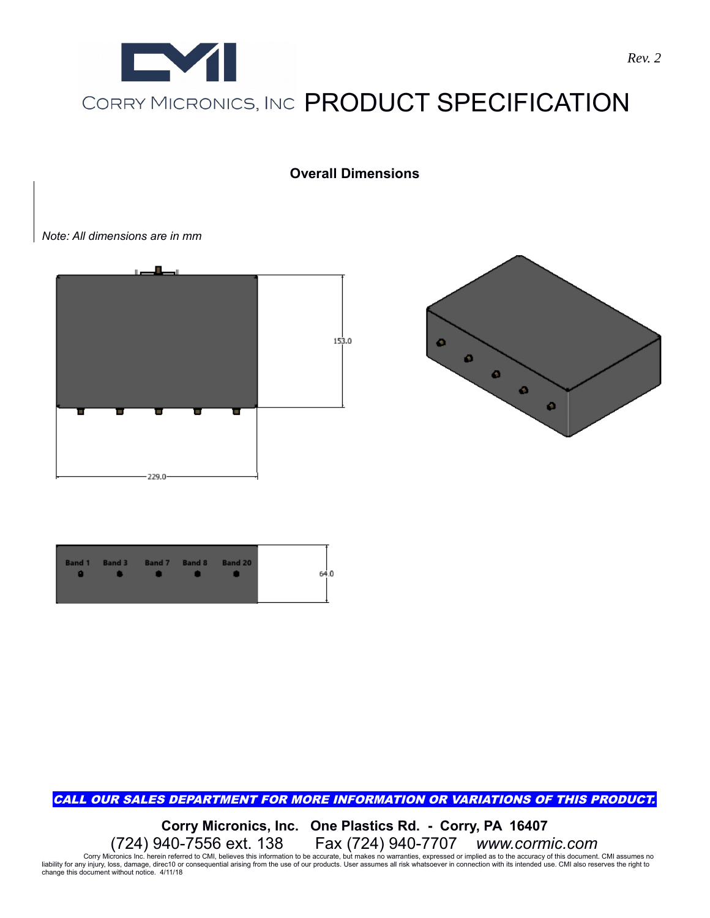# Overall Dimensions

*Note: All dimensions are in mm*

153.0

229.0

Band 1 Band 3 Band 7 Band 8 Band 20

64.0

**CALL OUR SALES DEPARTMENT FOR MORE INFORMATION OR VARIATIONS OF THIS PRODUCT.**

**Corry Micronics, Inc. One Plastics Rd. - Corry, PA 16407**

(724) 940-7556 ext. 138 Fax (724) 940-7707 *www.cormic.com*

Corry Micronics Inc. herein referred to CMI, believes this information to be accurate, but makes no warranties, expressed or implied as to the accuracy of this document. CMI assumes no liability for any injury, loss, damage, direc10 or consequential arising from the use of our products. User assumes all risk whatsoever in connection with its intended use. CMI also reserves the right to change this document without notice. 4/11/18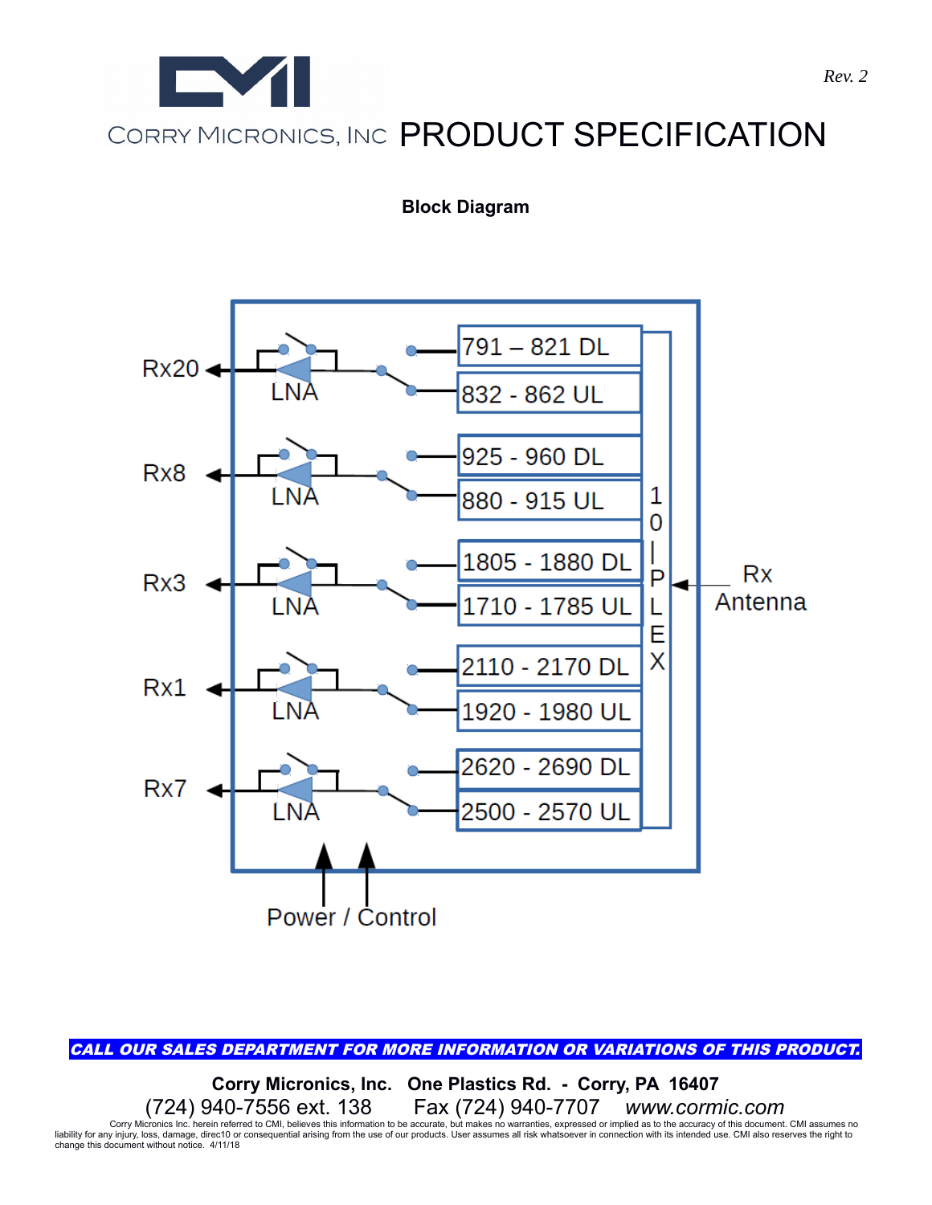CORRY MICRONICS, INC PRODUCT SPECIFICATION

Rev. 2

**Block Diagram**

Rx20

LNA

791 – 821 DL

832 - 862 UL

Rx8

LNA

925 - 960 DL

880 - 915 UL

Rx3

LNA

1805 - 1880 DL

1710 - 1785 UL

Rx1

LNA

2110 - 2170 DL

1920 - 1980 UL

Rx7

LNA

2620 - 2690 DL

2500 - 2570 UL

10-PLEX

Rx Antenna

Power / Control

***CALL OUR SALES DEPARTMENT FOR MORE INFORMATION OR VARIATIONS OF THIS PRODUCT.***

**Corry Micronics, Inc. One Plastics Rd. - Corry, PA 16407**

(724) 940-7556 ext. 138 Fax (724) 940-7707 *www.cormic.com*

Corry Micronics Inc. herein referred to CMI, believes this information to be accurate, but makes no warranties, expressed or implied as to the accuracy of this document. CMI assumes no liability for any injury, loss, damage, direc10 or consequential arising from the use of our products. User assumes all risk whatsoever in connection with its intended use. CMI also reserves the right to change this document without notice. 4/11/18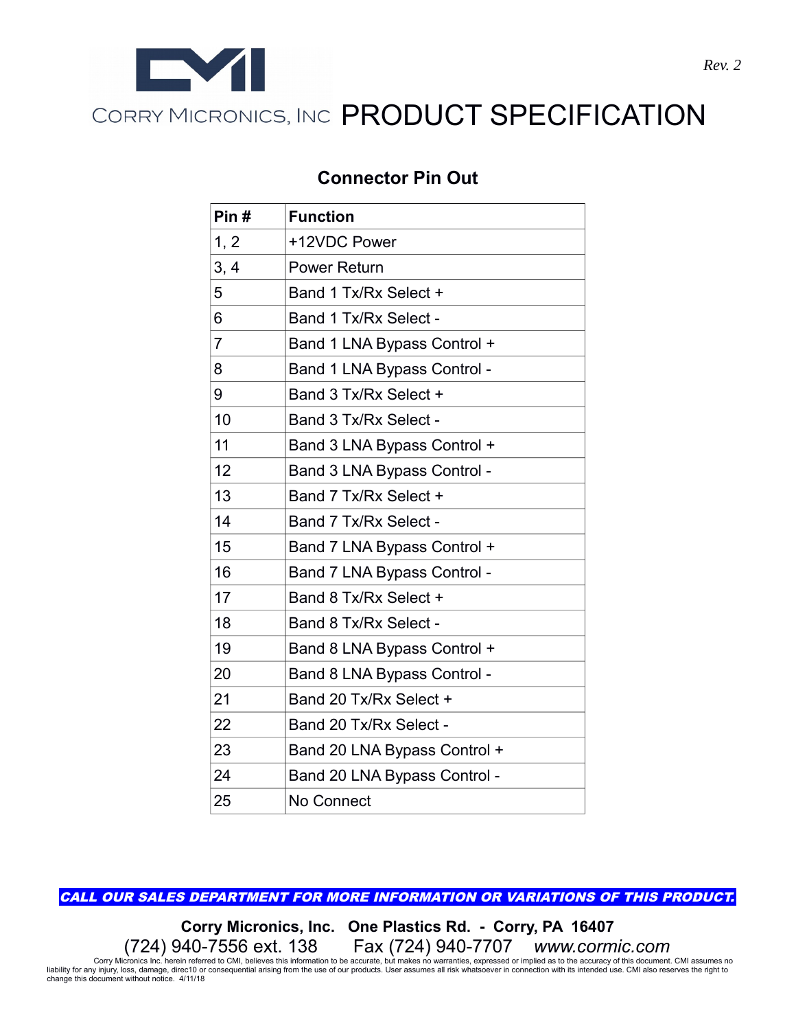CORRY MICRONICS, INC PRODUCT SPECIFICATION

Rev. 2

## Connector Pin Out

| Pin # | Function |
|---|---|
| 1, 2 | +12VDC Power |
| 3, 4 | Power Return |
| 5 | Band 1 Tx/Rx Select + |
| 6 | Band 1 Tx/Rx Select - |
| 7 | Band 1 LNA Bypass Control + |
| 8 | Band 1 LNA Bypass Control - |
| 9 | Band 3 Tx/Rx Select + |
| 10 | Band 3 Tx/Rx Select - |
| 11 | Band 3 LNA Bypass Control + |
| 12 | Band 3 LNA Bypass Control - |
| 13 | Band 7 Tx/Rx Select + |
| 14 | Band 7 Tx/Rx Select - |
| 15 | Band 7 LNA Bypass Control + |
| 16 | Band 7 LNA Bypass Control - |
| 17 | Band 8 Tx/Rx Select + |
| 18 | Band 8 Tx/Rx Select - |
| 19 | Band 8 LNA Bypass Control + |
| 20 | Band 8 LNA Bypass Control - |
| 21 | Band 20 Tx/Rx Select + |
| 22 | Band 20 Tx/Rx Select - |
| 23 | Band 20 LNA Bypass Control + |
| 24 | Band 20 LNA Bypass Control - |
| 25 | No Connect |

***CALL OUR SALES DEPARTMENT FOR MORE INFORMATION OR VARIATIONS OF THIS PRODUCT.***

**Corry Micronics, Inc. One Plastics Rd. - Corry, PA 16407**

(724) 940-7556 ext. 138 Fax (724) 940-7707 *www.cormic.com*

Corry Micronics Inc. herein referred to CMI, believes this information to be accurate, but makes no warranties, expressed or implied as to the accuracy of this document. CMI assumes no liability for any injury, loss, damage, direc10 or consequential arising from the use of our products. User assumes all risk whatsoever in connection with its intended use. CMI also reserves the right to change this document without notice. 4/11/18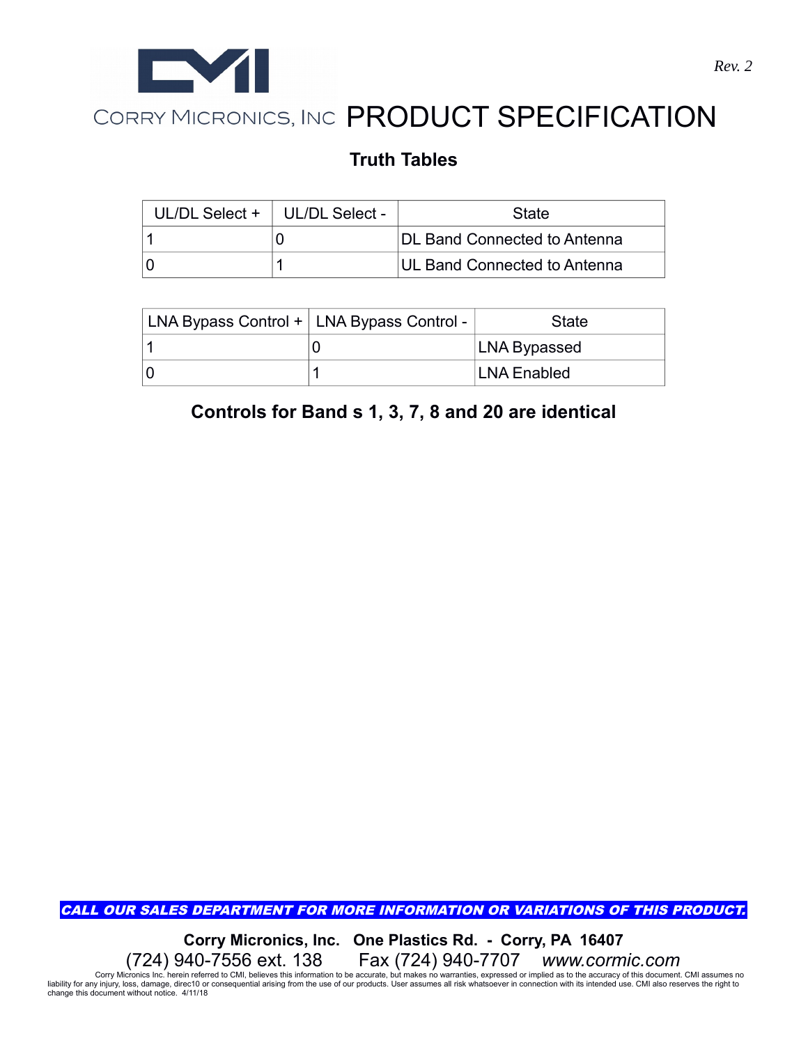# PRODUCT SPECIFICATION

## Truth Tables

| UL/DL Select + | UL/DL Select - | State |
|---|---|---|
| 1 | 0 | DL Band Connected to Antenna |
| 0 | 1 | UL Band Connected to Antenna |

| LNA Bypass Control + | LNA Bypass Control - | State |
|---|---|---|
| 1 | 0 | LNA Bypassed |
| 0 | 1 | LNA Enabled |

**Controls for Band s 1, 3, 7, 8 and 20 are identical**

***CALL OUR SALES DEPARTMENT FOR MORE INFORMATION OR VARIATIONS OF THIS PRODUCT.***

**Corry Micronics, Inc. One Plastics Rd. - Corry, PA 16407**

(724) 940-7556 ext. 138 Fax (724) 940-7707 *www.cormic.com*

Corry Micronics Inc. herein referred to CMI, believes this information to be accurate, but makes no warranties, expressed or implied as to the accuracy of this document. CMI assumes no liability for any injury, loss, damage, direc10 or consequential arising from the use of our products. User assumes all risk whatsoever in connection with its intended use. CMI also reserves the right to change this document without notice. 4/11/18